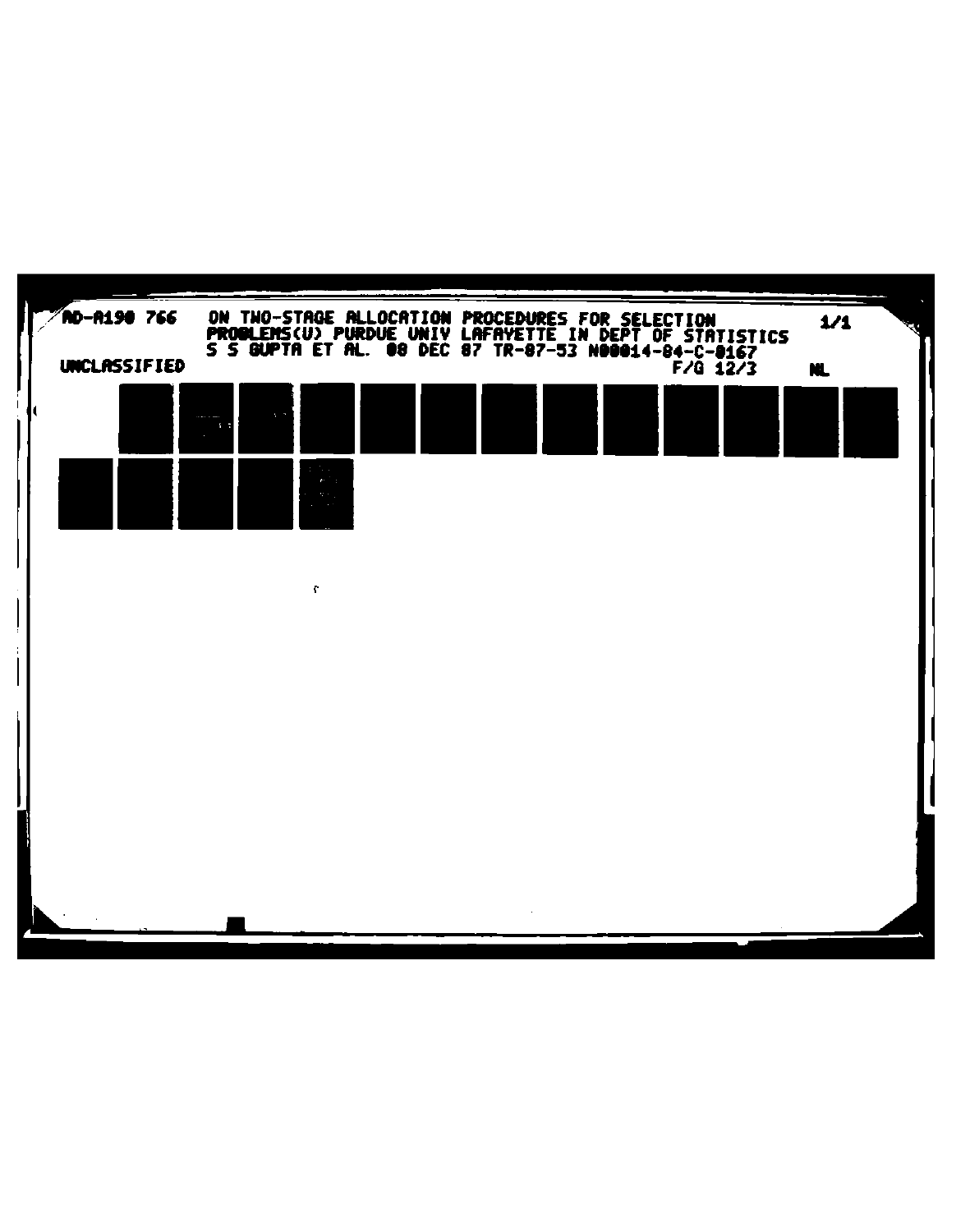AD-A190 766 ON TWO-STAGE ALLOCATION PROCEDURES FOR SELECTION PROBLEMS(U) PURDUE UNIV LAFAYETTE IN DEPT OF STATISTICS S S GUPTA ET AL. 08 DEC 87 TR-87-53 N00014-84-C-0167

1/1

UNCLASSIFIED F/G 12/3 NL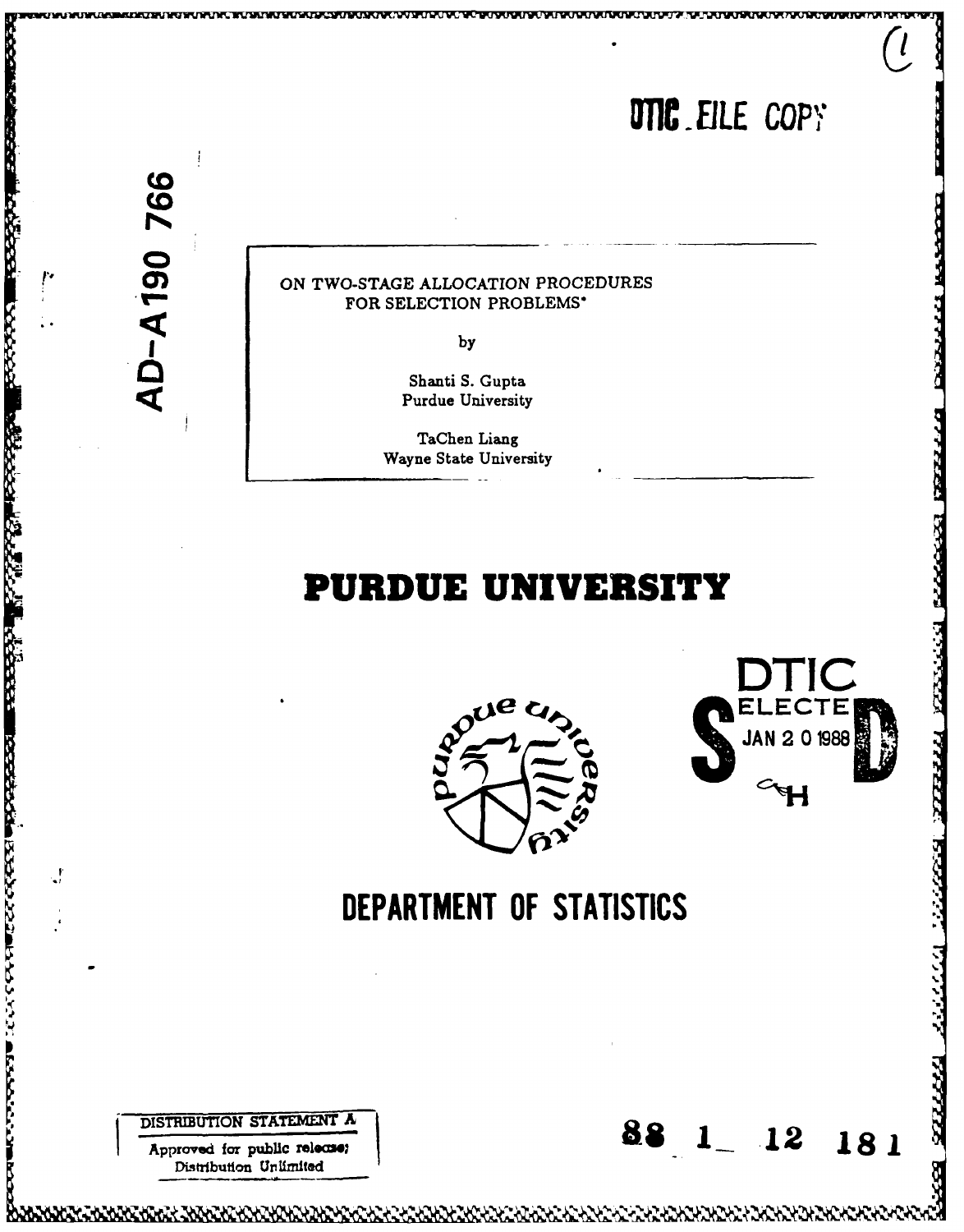DTIC FILE COPY

AD-A190 766

ON TWO-STAGE ALLOCATION PROCEDURES FOR SELECTION PROBLEMS*

by

Shanti S. Gupta
Purdue University

TaChen Liang
Wayne State University

# PURDUE UNIVERSITY

DTIC
ELECTE
JAN 20 1988

# DEPARTMENT OF STATISTICS

DISTRIBUTION STATEMENT A
Approved for public release;
Distribution Unlimited

88 1 12 181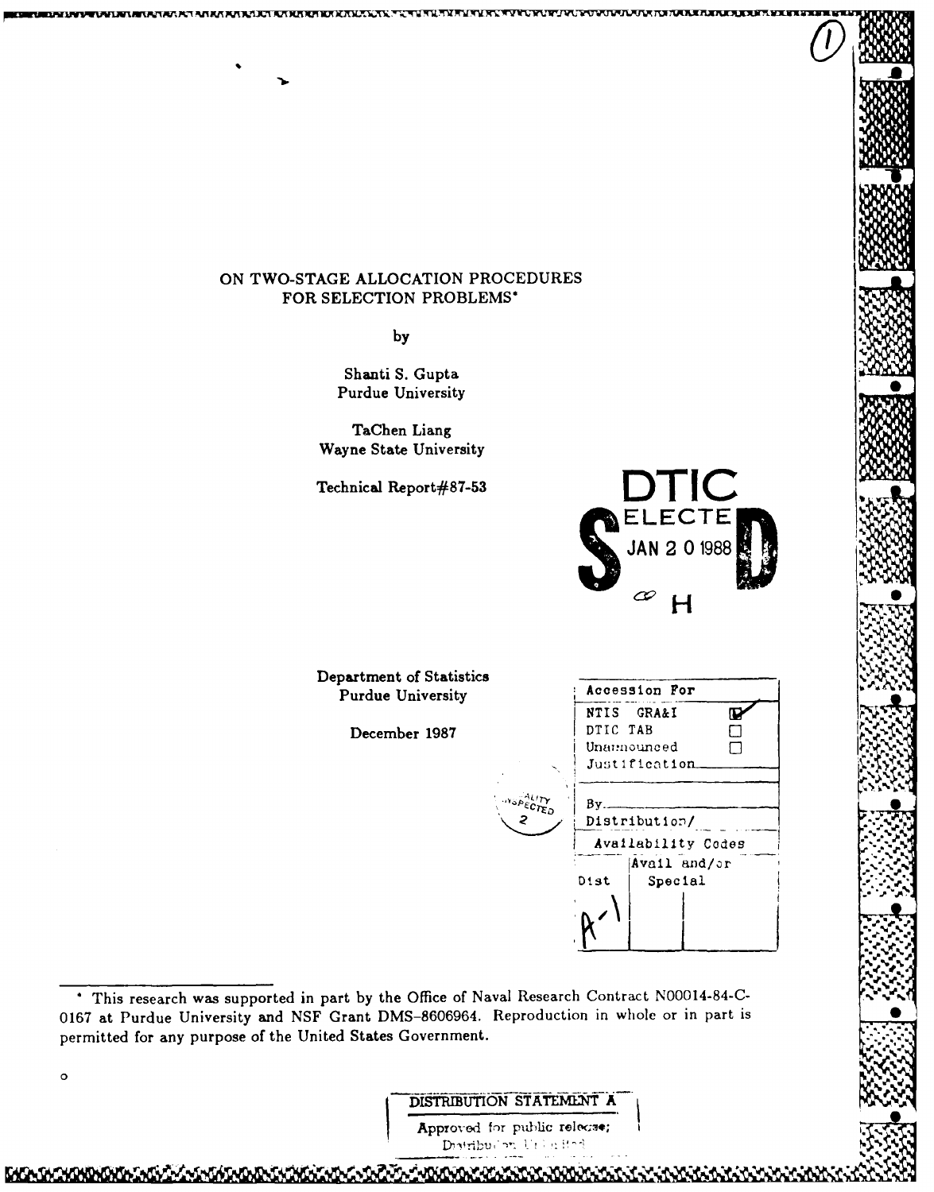# ON TWO-STAGE ALLOCATION PROCEDURES FOR SELECTION PROBLEMS*

by

Shanti S. Gupta
Purdue University

TaChen Liang
Wayne State University

Technical Report#87-53

DTIC
SELECTE
JAN 20 1988

Department of Statistics
Purdue University

December 1987

| Accession For | |
|---|---|
| NTIS GRA&I | ☑ |
| DTIC TAB | ☐ |
| Unannounced | ☐ |
| Justification | |
| By | |
| Distribution/ | |
| Availability Codes | |
| Dist | Avail and/or Special |
| A-1 | |

---

* This research was supported in part by the Office of Naval Research Contract N00014-84-C-0167 at Purdue University and NSF Grant DMS-8606964. Reproduction in whole or in part is permitted for any purpose of the United States Government.

DISTRIBUTION STATEMENT A

Approved for public release; Distribution Unlimited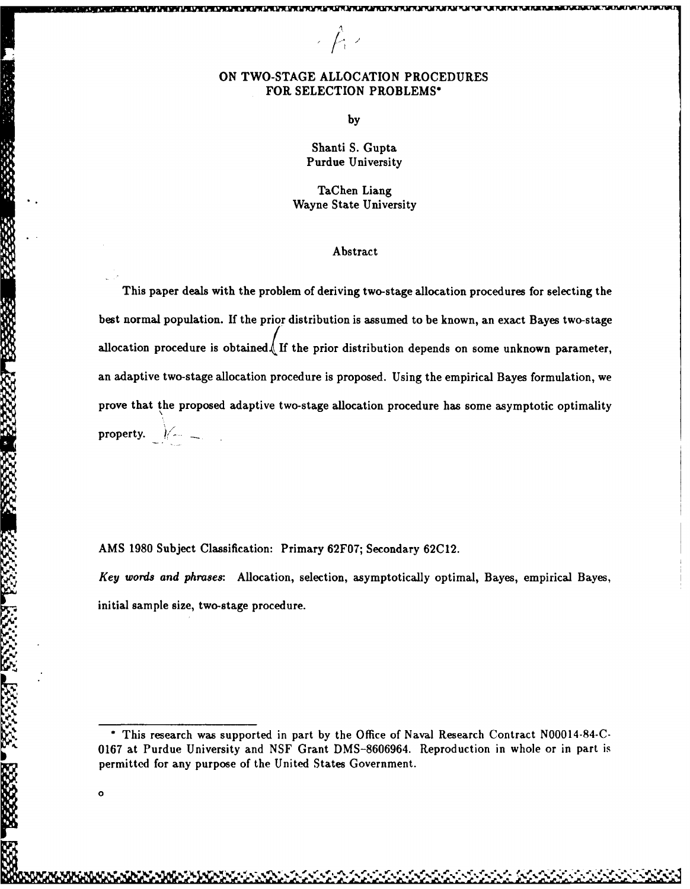# ON TWO-STAGE ALLOCATION PROCEDURES FOR SELECTION PROBLEMS*

by

Shanti S. Gupta
Purdue University

TaChen Liang
Wayne State University

## Abstract

This paper deals with the problem of deriving two-stage allocation procedures for selecting the best normal population. If the prior distribution is assumed to be known, an exact Bayes two-stage allocation procedure is obtained. If the prior distribution depends on some unknown parameter, an adaptive two-stage allocation procedure is proposed. Using the empirical Bayes formulation, we prove that the proposed adaptive two-stage allocation procedure has some asymptotic optimality property.

AMS 1980 Subject Classification: Primary 62F07; Secondary 62C12.

*Key words and phrases*: Allocation, selection, asymptotically optimal, Bayes, empirical Bayes, initial sample size, two-stage procedure.

---

* This research was supported in part by the Office of Naval Research Contract N00014-84-C-0167 at Purdue University and NSF Grant DMS-8606964. Reproduction in whole or in part is permitted for any purpose of the United States Government.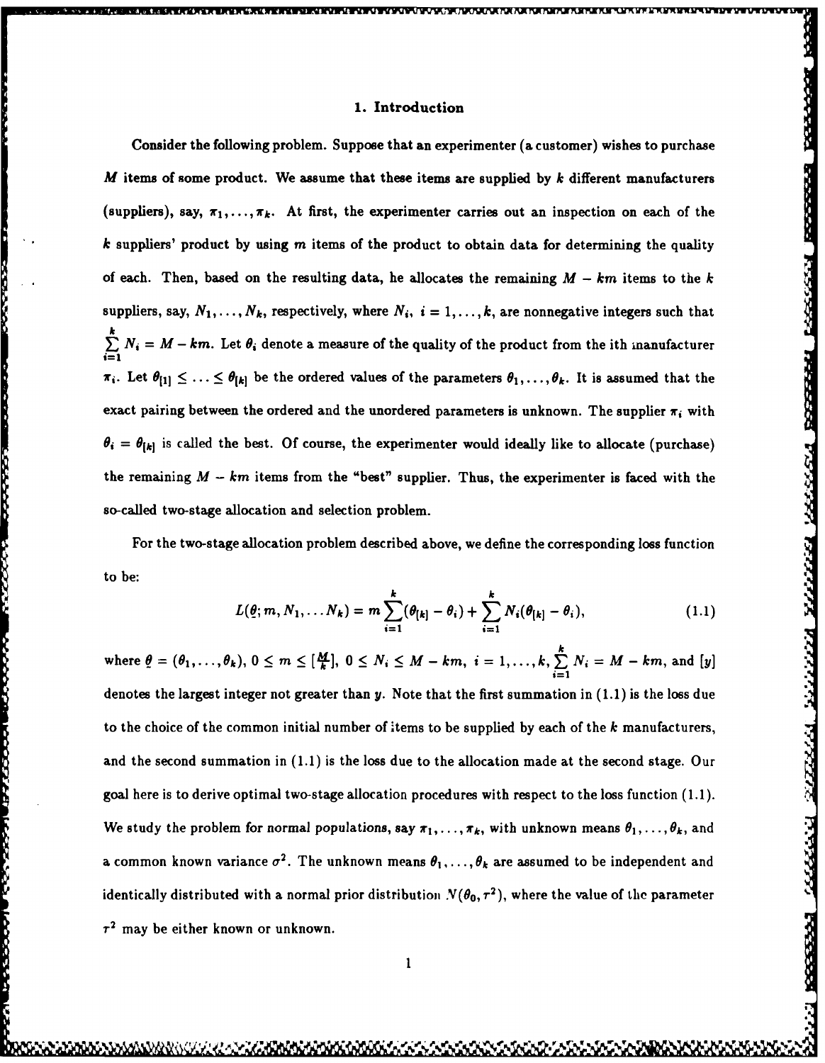## 1. Introduction

Consider the following problem. Suppose that an experimenter (a customer) wishes to purchase $M$ items of some product. We assume that these items are supplied by $k$ different manufacturers (suppliers), say, $\pi_1, \ldots, \pi_k$. At first, the experimenter carries out an inspection on each of the $k$ suppliers' product by using $m$ items of the product to obtain data for determining the quality of each. Then, based on the resulting data, he allocates the remaining $M - km$ items to the $k$ suppliers, say, $N_1, \ldots, N_k$, respectively, where $N_i$, $i = 1, \ldots, k$, are nonnegative integers such that $\sum_{i=1}^{k} N_i = M - km$. Let $\theta_i$ denote a measure of the quality of the product from the ith manufacturer $\pi_i$. Let $\theta_{[1]} \leq \ldots \leq \theta_{[k]}$ be the ordered values of the parameters $\theta_1, \ldots, \theta_k$. It is assumed that the exact pairing between the ordered and the unordered parameters is unknown. The supplier $\pi_i$ with $\theta_i = \theta_{[k]}$ is called the best. Of course, the experimenter would ideally like to allocate (purchase) the remaining $M - km$ items from the "best" supplier. Thus, the experimenter is faced with the so-called two-stage allocation and selection problem.

For the two-stage allocation problem described above, we define the corresponding loss function to be:

$$L(\underline{\theta}; m, N_1, \ldots N_k) = m \sum_{i=1}^{k} (\theta_{[k]} - \theta_i) + \sum_{i=1}^{k} N_i (\theta_{[k]} - \theta_i), \tag{1.1}$$

where $\underline{\theta} = (\theta_1, \ldots, \theta_k)$, $0 \leq m \leq [\frac{M}{k}]$, $0 \leq N_i \leq M - km$, $i = 1, \ldots, k$, $\sum_{i=1}^{k} N_i = M - km$, and $[y]$ denotes the largest integer not greater than $y$. Note that the first summation in (1.1) is the loss due to the choice of the common initial number of items to be supplied by each of the $k$ manufacturers, and the second summation in (1.1) is the loss due to the allocation made at the second stage. Our goal here is to derive optimal two-stage allocation procedures with respect to the loss function (1.1). We study the problem for normal populations, say $\pi_1, \ldots, \pi_k$, with unknown means $\theta_1, \ldots, \theta_k$, and a common known variance $\sigma^2$. The unknown means $\theta_1, \ldots, \theta_k$ are assumed to be independent and identically distributed with a normal prior distribution $N(\theta_0, \tau^2)$, where the value of the parameter $\tau^2$ may be either known or unknown.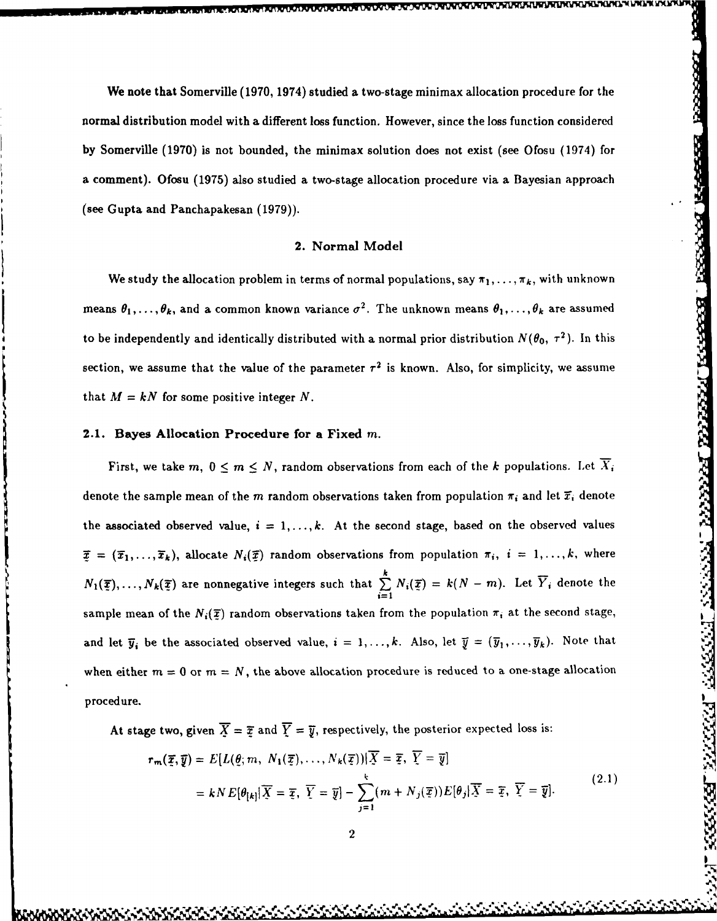We note that Somerville (1970, 1974) studied a two-stage minimax allocation procedure for the normal distribution model with a different loss function. However, since the loss function considered by Somerville (1970) is not bounded, the minimax solution does not exist (see Ofosu (1974) for a comment). Ofosu (1975) also studied a two-stage allocation procedure via a Bayesian approach (see Gupta and Panchapakesan (1979)).

## 2. Normal Model

We study the allocation problem in terms of normal populations, say $\pi_1, \ldots, \pi_k$, with unknown means $\theta_1, \ldots, \theta_k$, and a common known variance $\sigma^2$. The unknown means $\theta_1, \ldots, \theta_k$ are assumed to be independently and identically distributed with a normal prior distribution $N(\theta_0, \tau^2)$. In this section, we assume that the value of the parameter $\tau^2$ is known. Also, for simplicity, we assume that $M = kN$ for some positive integer $N$.

### 2.1. Bayes Allocation Procedure for a Fixed $m$.

First, we take $m$, $0 \leq m \leq N$, random observations from each of the $k$ populations. Let $\overline{X}_i$ denote the sample mean of the $m$ random observations taken from population $\pi_i$ and let $\overline{x}_i$ denote the associated observed value, $i = 1, \ldots, k$. At the second stage, based on the observed values $\underline{\overline{x}} = (\overline{x}_1, \ldots, \overline{x}_k)$, allocate $N_i(\underline{\overline{x}})$ random observations from population $\pi_i$, $i = 1, \ldots, k$, where $N_1(\underline{\overline{x}}), \ldots, N_k(\underline{\overline{x}})$ are nonnegative integers such that $\sum_{i=1}^{k} N_i(\underline{\overline{x}}) = k(N - m)$. Let $\overline{Y}_i$ denote the sample mean of the $N_i(\underline{\overline{x}})$ random observations taken from the population $\pi_i$ at the second stage, and let $\overline{y}_i$ be the associated observed value, $i = 1, \ldots, k$. Also, let $\underline{\overline{y}} = (\overline{y}_1, \ldots, \overline{y}_k)$. Note that when either $m = 0$ or $m = N$, the above allocation procedure is reduced to a one-stage allocation procedure.

At stage two, given $\underline{\overline{X}} = \underline{\overline{x}}$ and $\underline{\overline{Y}} = \underline{\overline{y}}$, respectively, the posterior expected loss is:

$$
\begin{aligned}
r_m(\underline{\overline{x}}, \underline{\overline{y}}) &= E[L(\underline{\theta}; m, N_1(\underline{\overline{x}}), \ldots, N_k(\underline{\overline{x}})) | \underline{\overline{X}} = \underline{\overline{x}}, \underline{\overline{Y}} = \underline{\overline{y}}] \\
&= kNE[\theta_{[k]} | \underline{\overline{X}} = \underline{\overline{x}}, \underline{\overline{Y}} = \underline{\overline{y}}] - \sum_{j=1}^{k} (m + N_j(\underline{\overline{x}})) E[\theta_j | \underline{\overline{X}} = \underline{\overline{x}}, \underline{\overline{Y}} = \underline{\overline{y}}].
\end{aligned}
\tag{2.1}
$$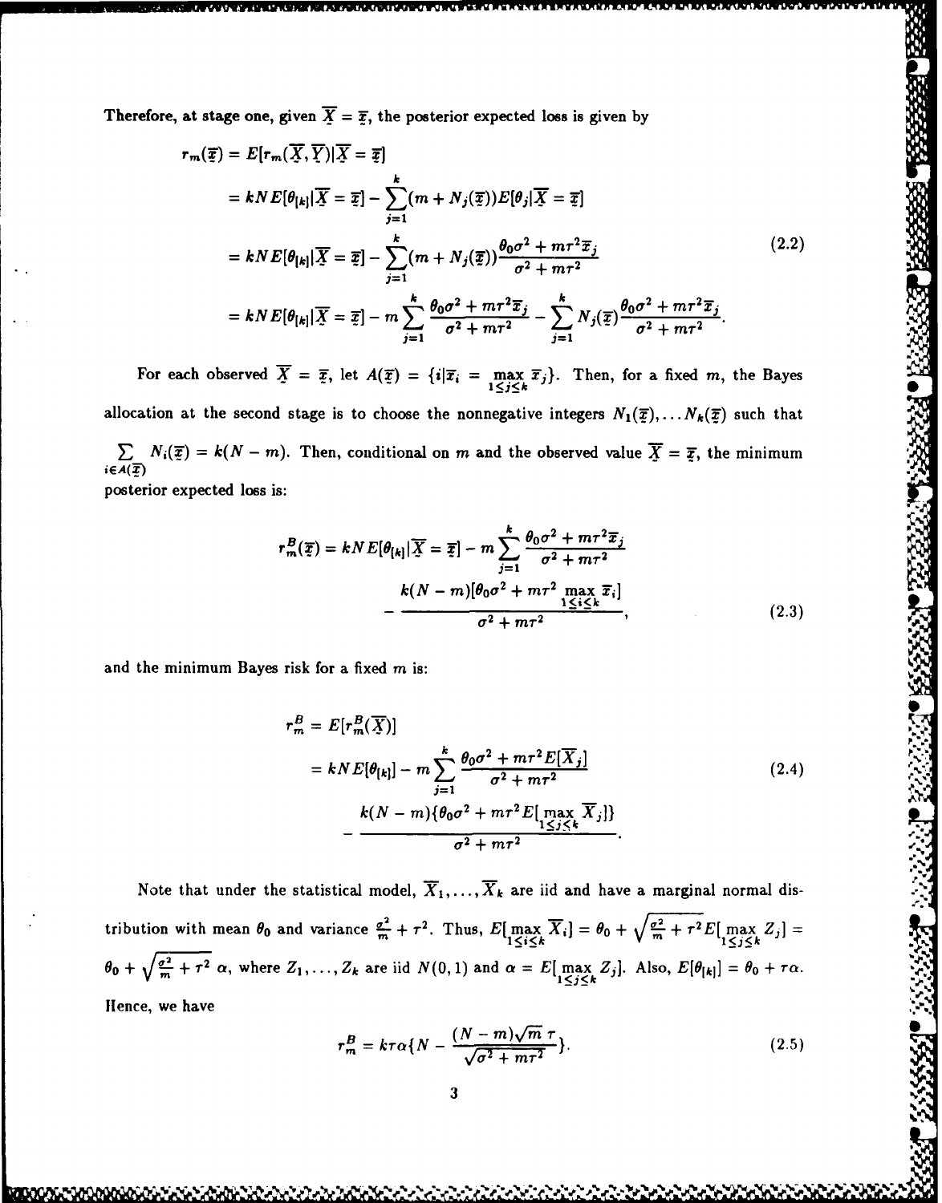Therefore, at stage one, given $\underline{\overline{X}} = \underline{\overline{x}}$, the posterior expected loss is given by

$$
\begin{aligned}
r_m(\underline{\overline{x}}) &= E[r_m(\underline{\overline{X}}, \underline{\overline{Y}}) | \underline{\overline{X}} = \underline{\overline{x}}] \\
&= kNE[\theta_{[k]} | \underline{\overline{X}} = \underline{\overline{x}}] - \sum_{j=1}^{k} (m + N_j(\underline{\overline{x}})) E[\theta_j | \underline{\overline{X}} = \underline{\overline{x}}] \\
&= kNE[\theta_{[k]} | \underline{\overline{X}} = \underline{\overline{x}}] - \sum_{j=1}^{k} (m + N_j(\underline{\overline{x}})) \frac{\theta_0 \sigma^2 + m\tau^2 \overline{x}_j}{\sigma^2 + m\tau^2} \\
&= kNE[\theta_{[k]} | \underline{\overline{X}} = \underline{\overline{x}}] - m \sum_{j=1}^{k} \frac{\theta_0 \sigma^2 + m\tau^2 \overline{x}_j}{\sigma^2 + m\tau^2} - \sum_{j=1}^{k} N_j(\underline{\overline{x}}) \frac{\theta_0 \sigma^2 + m\tau^2 \overline{x}_j}{\sigma^2 + m\tau^2}.
\end{aligned} \tag{2.2}
$$

For each observed $\underline{\overline{X}} = \underline{\overline{x}}$, let $A(\underline{\overline{x}}) = \{i | \overline{x}_i = \max_{1 \le j \le k} \overline{x}_j\}$. Then, for a fixed $m$, the Bayes allocation at the second stage is to choose the nonnegative integers $N_1(\underline{\overline{x}}), \ldots N_k(\underline{\overline{x}})$ such that $\sum_{i \in A(\underline{\overline{x}})} N_i(\underline{\overline{x}}) = k(N - m)$. Then, conditional on $m$ and the observed value $\underline{\overline{X}} = \underline{\overline{x}}$, the minimum posterior expected loss is:

$$
r_m^B(\underline{\overline{x}}) = kNE[\theta_{[k]} | \underline{\overline{X}} = \underline{\overline{x}}] - m \sum_{j=1}^{k} \frac{\theta_0 \sigma^2 + m\tau^2 \overline{x}_j}{\sigma^2 + m\tau^2} - \frac{k(N - m)[\theta_0 \sigma^2 + m\tau^2 \max_{1 \le i \le k} \overline{x}_i]}{\sigma^2 + m\tau^2}, \tag{2.3}
$$

and the minimum Bayes risk for a fixed $m$ is:

$$
\begin{aligned}
r_m^B &= E[r_m^B(\underline{\overline{X}})] \\
&= kNE[\theta_{[k]}] - m \sum_{j=1}^{k} \frac{\theta_0 \sigma^2 + m\tau^2 E[\overline{X}_j]}{\sigma^2 + m\tau^2} \\
&\quad - \frac{k(N - m)\{\theta_0 \sigma^2 + m\tau^2 E[\max_{1 \le j \le k} \overline{X}_j]\}}{\sigma^2 + m\tau^2}.
\end{aligned} \tag{2.4}
$$

Note that under the statistical model, $\overline{X}_1, \ldots, \overline{X}_k$ are iid and have a marginal normal distribution with mean $\theta_0$ and variance $\frac{\sigma^2}{m} + \tau^2$. Thus, $E[\max_{1 \le i \le k} \overline{X}_i] = \theta_0 + \sqrt{\frac{\sigma^2}{m} + \tau^2} E[\max_{1 \le j \le k} Z_j] = \theta_0 + \sqrt{\frac{\sigma^2}{m} + \tau^2}\, \alpha$, where $Z_1, \ldots, Z_k$ are iid $N(0, 1)$ and $\alpha = E[\max_{1 \le j \le k} Z_j]$. Also, $E[\theta_{[k]}] = \theta_0 + \tau\alpha$. Hence, we have

$$
r_m^B = k\tau\alpha\{N - \frac{(N - m)\sqrt{m}\,\tau}{\sqrt{\sigma^2 + m\tau^2}}\}. \tag{2.5}
$$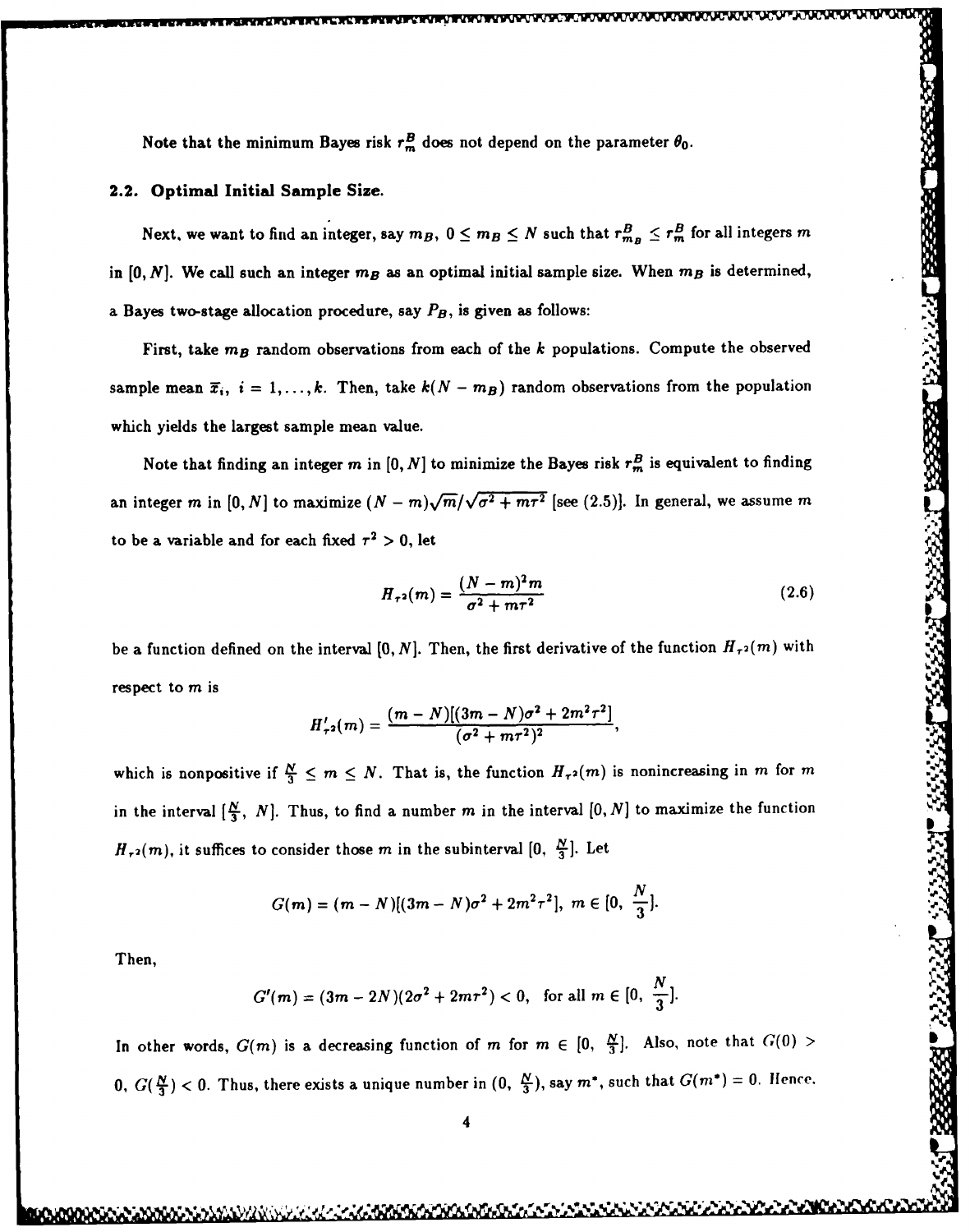Note that the minimum Bayes risk $r_m^B$ does not depend on the parameter $\theta_0$.

## 2.2. Optimal Initial Sample Size.

Next, we want to find an integer, say $m_B$, $0 \le m_B \le N$ such that $r_{m_B}^B \le r_m^B$ for all integers $m$ in $[0, N]$. We call such an integer $m_B$ as an optimal initial sample size. When $m_B$ is determined, a Bayes two-stage allocation procedure, say $P_B$, is given as follows:

First, take $m_B$ random observations from each of the $k$ populations. Compute the observed sample mean $\bar{x}_i$, $i = 1, \ldots, k$. Then, take $k(N - m_B)$ random observations from the population which yields the largest sample mean value.

Note that finding an integer $m$ in $[0, N]$ to minimize the Bayes risk $r_m^B$ is equivalent to finding an integer $m$ in $[0, N]$ to maximize $(N - m)\sqrt{m}/\sqrt{\sigma^2 + m\tau^2}$ [see (2.5)]. In general, we assume $m$ to be a variable and for each fixed $\tau^2 > 0$, let

$$H_{\tau^2}(m) = \frac{(N - m)^2 m}{\sigma^2 + m\tau^2} \tag{2.6}$$

be a function defined on the interval $[0, N]$. Then, the first derivative of the function $H_{\tau^2}(m)$ with respect to $m$ is

$$H'_{\tau^2}(m) = \frac{(m - N)[(3m - N)\sigma^2 + 2m^2\tau^2]}{(\sigma^2 + m\tau^2)^2},$$

which is nonpositive if $\frac{N}{3} \le m \le N$. That is, the function $H_{\tau^2}(m)$ is nonincreasing in $m$ for $m$ in the interval $[\frac{N}{3},\ N]$. Thus, to find a number $m$ in the interval $[0, N]$ to maximize the function $H_{\tau^2}(m)$, it suffices to consider those $m$ in the subinterval $[0,\ \frac{N}{3}]$. Let

$$G(m) = (m - N)[(3m - N)\sigma^2 + 2m^2\tau^2],\ m \in [0,\ \frac{N}{3}].$$

Then,

$$G'(m) = (3m - 2N)(2\sigma^2 + 2m\tau^2) < 0, \quad \text{for all } m \in [0,\ \frac{N}{3}].$$

In other words, $G(m)$ is a decreasing function of $m$ for $m \in [0,\ \frac{N}{3}]$. Also, note that $G(0) > 0$, $G(\frac{N}{3}) < 0$. Thus, there exists a unique number in $(0,\ \frac{N}{3})$, say $m^*$, such that $G(m^*) = 0$. Hence,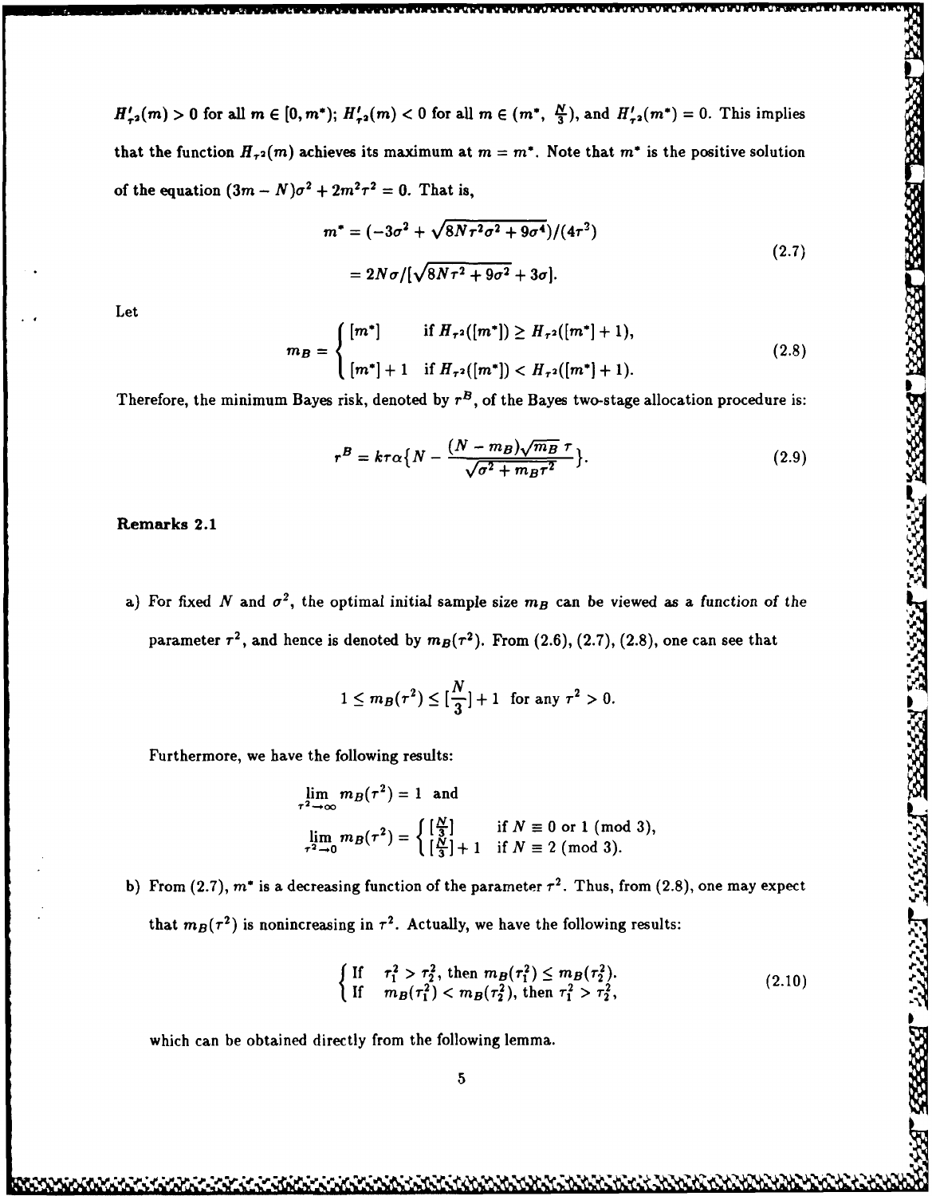$H'_{\tau^2}(m) > 0$ for all $m \in [0, m^*)$; $H'_{\tau^2}(m) < 0$ for all $m \in (m^*, \frac{N}{3})$, and $H'_{\tau^2}(m^*) = 0$. This implies that the function $H_{\tau^2}(m)$ achieves its maximum at $m = m^*$. Note that $m^*$ is the positive solution of the equation $(3m - N)\sigma^2 + 2m^2\tau^2 = 0$. That is,

$$
\begin{aligned}
m^* &= (-3\sigma^2 + \sqrt{8N\tau^2\sigma^2 + 9\sigma^4})/(4\tau^2) \\
&= 2N\sigma/[\sqrt{8N\tau^2 + 9\sigma^2} + 3\sigma].
\end{aligned}
\tag{2.7}
$$

Let

$$
m_B = \begin{cases} [m^*] & \text{if } H_{\tau^2}([m^*]) \geq H_{\tau^2}([m^*] + 1), \\ [m^*] + 1 & \text{if } H_{\tau^2}([m^*]) < H_{\tau^2}([m^*] + 1). \end{cases}
\tag{2.8}
$$

Therefore, the minimum Bayes risk, denoted by $r^B$, of the Bayes two-stage allocation procedure is:

$$
r^B = k\tau\alpha\left\{N - \frac{(N - m_B)\sqrt{m_B}\,\tau}{\sqrt{\sigma^2 + m_B\tau^2}}\right\}.
\tag{2.9}
$$

**Remarks 2.1**

a) For fixed $N$ and $\sigma^2$, the optimal initial sample size $m_B$ can be viewed as a *function of the* parameter $\tau^2$, and hence is denoted by $m_B(\tau^2)$. From (2.6), (2.7), (2.8), one can see that

$$
1 \leq m_B(\tau^2) \leq [\frac{N}{3}] + 1 \quad \text{for any } \tau^2 > 0.
$$

Furthermore, we have the following results:

$$
\lim_{\tau^2 \to \infty} m_B(\tau^2) = 1 \quad \text{and}
$$

$$
\lim_{\tau^2 \to 0} m_B(\tau^2) = \begin{cases} [\frac{N}{3}] & \text{if } N \equiv 0 \text{ or } 1 \pmod 3, \\ [\frac{N}{3}] + 1 & \text{if } N \equiv 2 \pmod 3. \end{cases}
$$

b) From (2.7), $m^*$ is a decreasing function of the parameter $\tau^2$. Thus, from (2.8), one may expect that $m_B(\tau^2)$ is nonincreasing in $\tau^2$. Actually, we have the following results:

$$
\begin{cases} \text{If} \quad \tau_1^2 > \tau_2^2, \text{ then } m_B(\tau_1^2) \leq m_B(\tau_2^2). \\ \text{If} \quad m_B(\tau_1^2) < m_B(\tau_2^2), \text{ then } \tau_1^2 > \tau_2^2, \end{cases}
\tag{2.10}
$$

which can be obtained directly from the following lemma.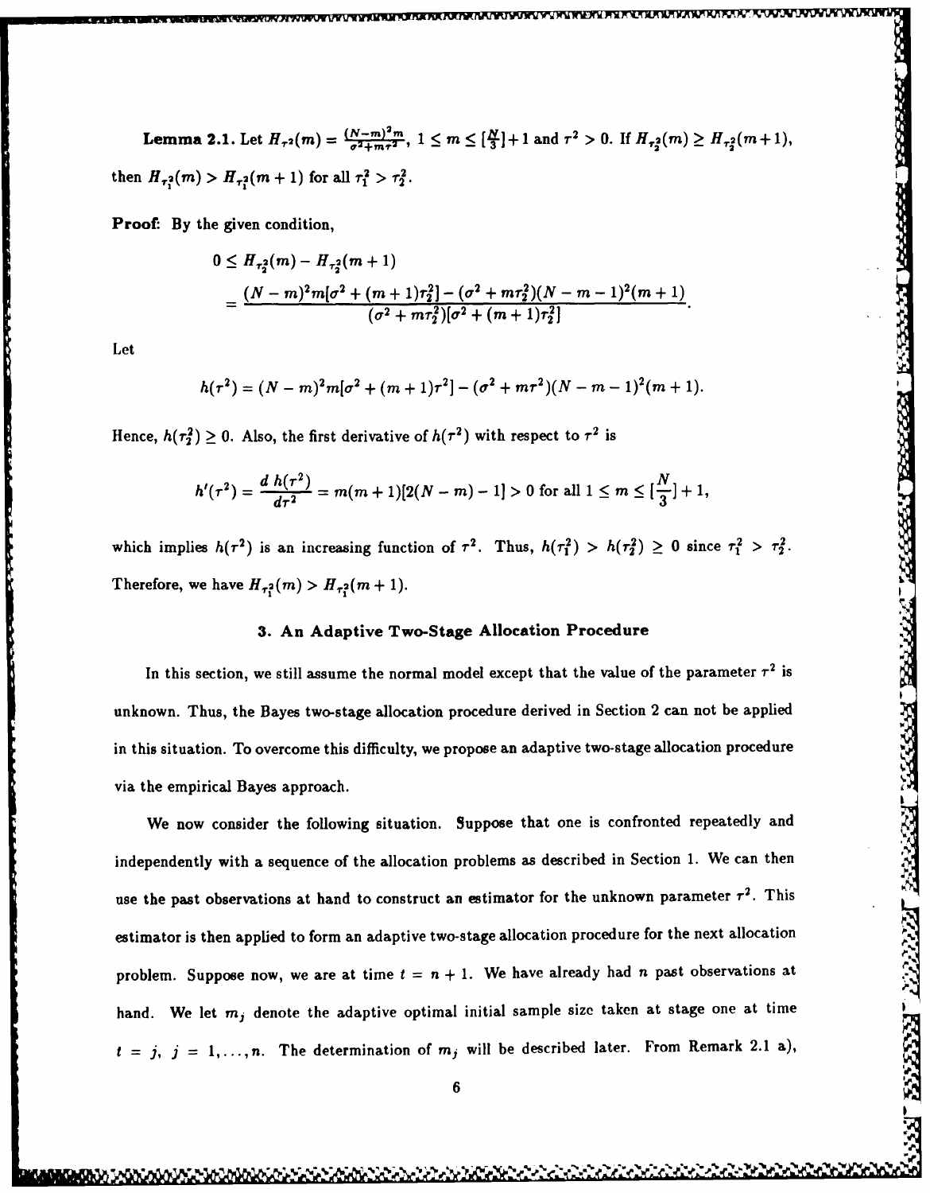**Lemma 2.1.** Let $H_{\tau^2}(m) = \frac{(N-m)^2 m}{\sigma^2 + m\tau^2}$, $1 \le m \le [\frac{N}{3}]+1$ and $\tau^2 > 0$. If $H_{\tau_2^2}(m) \ge H_{\tau_2^2}(m+1)$, then $H_{\tau_1^2}(m) > H_{\tau_1^2}(m+1)$ for all $\tau_1^2 > \tau_2^2$.

**Proof:** By the given condition,

$$
\begin{aligned}
0 &\le H_{\tau_2^2}(m) - H_{\tau_2^2}(m+1) \\
&= \frac{(N-m)^2 m[\sigma^2 + (m+1)\tau_2^2] - (\sigma^2 + m\tau_2^2)(N-m-1)^2(m+1)}{(\sigma^2 + m\tau_2^2)[\sigma^2 + (m+1)\tau_2^2]}.
\end{aligned}
$$

Let

$$
h(\tau^2) = (N-m)^2 m[\sigma^2 + (m+1)\tau^2] - (\sigma^2 + m\tau^2)(N-m-1)^2(m+1).
$$

Hence, $h(\tau_2^2) \ge 0$. Also, the first derivative of $h(\tau^2)$ with respect to $\tau^2$ is

$$
h'(\tau^2) = \frac{d\, h(\tau^2)}{d\tau^2} = m(m+1)[2(N-m)-1] > 0 \text{ for all } 1 \le m \le [\frac{N}{3}]+1,
$$

which implies $h(\tau^2)$ is an increasing function of $\tau^2$. Thus, $h(\tau_1^2) > h(\tau_2^2) \ge 0$ since $\tau_1^2 > \tau_2^2$. Therefore, we have $H_{\tau_1^2}(m) > H_{\tau_1^2}(m+1)$.

## 3. An Adaptive Two-Stage Allocation Procedure

In this section, we still assume the normal model except that the value of the parameter $\tau^2$ is unknown. Thus, the Bayes two-stage allocation procedure derived in Section 2 can not be applied in this situation. To overcome this difficulty, we propose an adaptive two-stage allocation procedure via the empirical Bayes approach.

We now consider the following situation. Suppose that one is confronted repeatedly and independently with a sequence of the allocation problems as described in Section 1. We can then use the past observations at hand to construct an estimator for the unknown parameter $\tau^2$. This estimator is then applied to form an adaptive two-stage allocation procedure for the next allocation problem. Suppose now, we are at time $t = n+1$. We have already had $n$ past observations at hand. We let $m_j$ denote the adaptive optimal initial sample size taken at stage one at time $t = j$, $j = 1, \ldots, n$. The determination of $m_j$ will be described later. From Remark 2.1 a),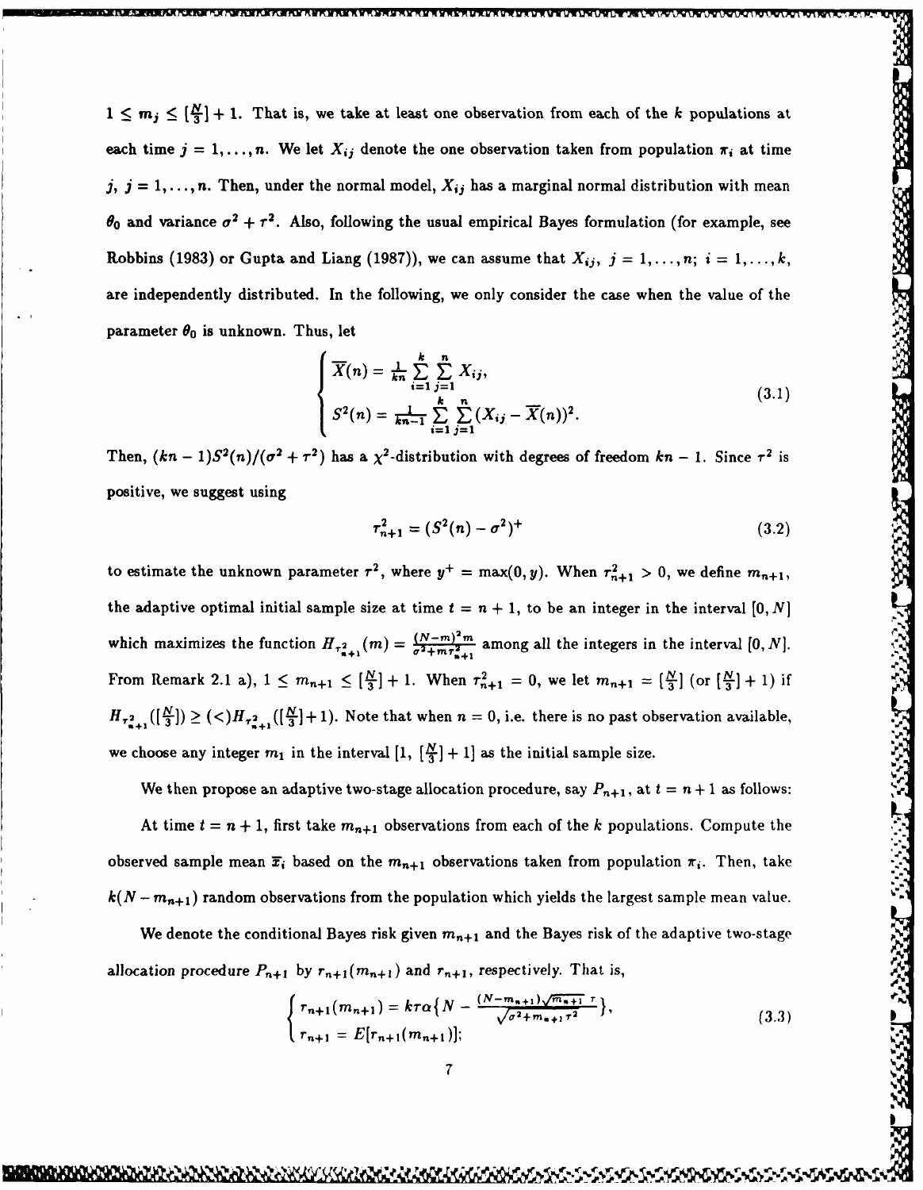$1 \leq m_j \leq [\frac{N}{3}] + 1$. That is, we take at least one observation from each of the $k$ populations at each time $j = 1, \ldots, n$. We let $X_{ij}$ denote the one observation taken from population $\pi_i$ at time $j$, $j = 1, \ldots, n$. Then, under the normal model, $X_{ij}$ has a marginal normal distribution with mean $\theta_0$ and variance $\sigma^2 + \tau^2$. Also, following the usual empirical Bayes formulation (for example, see Robbins (1983) or Gupta and Liang (1987)), we can assume that $X_{ij}$, $j = 1, \ldots, n$; $i = 1, \ldots, k$, are independently distributed. In the following, we only consider the case when the value of the parameter $\theta_0$ is unknown. Thus, let

$$\begin{cases} \overline{X}(n) = \frac{1}{kn} \sum_{i=1}^{k} \sum_{j=1}^{n} X_{ij}, \\ S^2(n) = \frac{1}{kn-1} \sum_{i=1}^{k} \sum_{j=1}^{n} (X_{ij} - \overline{X}(n))^2. \end{cases} \tag{3.1}$$

Then, $(kn-1)S^2(n)/(\sigma^2 + \tau^2)$ has a $\chi^2$-distribution with degrees of freedom $kn - 1$. Since $\tau^2$ is positive, we suggest using

$$\tau_{n+1}^2 = (S^2(n) - \sigma^2)^+ \tag{3.2}$$

to estimate the unknown parameter $\tau^2$, where $y^+ = \max(0, y)$. When $\tau_{n+1}^2 > 0$, we define $m_{n+1}$, the adaptive optimal initial sample size at time $t = n+1$, to be an integer in the interval $[0, N]$ which maximizes the function $H_{\tau_{n+1}^2}(m) = \frac{(N-m)^2 m}{\sigma^2 + m\tau_{n+1}^2}$ among all the integers in the interval $[0, N]$. From Remark 2.1 a), $1 \leq m_{n+1} \leq [\frac{N}{3}] + 1$. When $\tau_{n+1}^2 = 0$, we let $m_{n+1} = [\frac{N}{3}]$ (or $[\frac{N}{3}] + 1$) if $H_{\tau_{n+1}^2}([\frac{N}{3}]) \geq (<) H_{\tau_{n+1}^2}([\frac{N}{3}] + 1)$. Note that when $n = 0$, i.e. there is no past observation available, we choose any integer $m_1$ in the interval $[1, [\frac{N}{3}] + 1]$ as the initial sample size.

We then propose an adaptive two-stage allocation procedure, say $P_{n+1}$, at $t = n+1$ as follows:

At time $t = n+1$, first take $m_{n+1}$ observations from each of the $k$ populations. Compute the observed sample mean $\bar{x}_i$ based on the $m_{n+1}$ observations taken from population $\pi_i$. Then, take $k(N - m_{n+1})$ random observations from the population which yields the largest sample mean value.

We denote the conditional Bayes risk given $m_{n+1}$ and the Bayes risk of the adaptive two-stage allocation procedure $P_{n+1}$ by $r_{n+1}(m_{n+1})$ and $r_{n+1}$, respectively. That is,

$$\begin{cases} r_{n+1}(m_{n+1}) = k\tau\alpha\left\{N - \frac{(N-m_{n+1})\sqrt{m_{n+1}}\,\tau}{\sqrt{\sigma^2 + m_{n+1}\tau^2}}\right\}, \\ r_{n+1} = E[r_{n+1}(m_{n+1})]; \end{cases} \tag{3.3}$$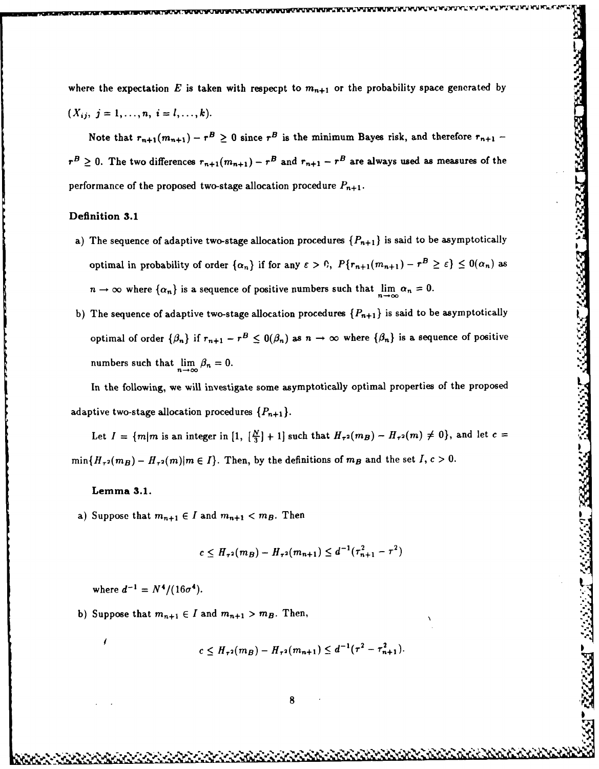where the expectation $E$ is taken with respecpt to $m_{n+1}$ or the probability space generated by $(X_{ij},\ j = 1, \ldots, n,\ i = l, \ldots, k)$.

Note that $r_{n+1}(m_{n+1}) - r^B \geq 0$ since $r^B$ is the minimum Bayes risk, and therefore $r_{n+1} - r^B \geq 0$. The two differences $r_{n+1}(m_{n+1}) - r^B$ and $r_{n+1} - r^B$ are always used as measures of the performance of the proposed two-stage allocation procedure $P_{n+1}$.

**Definition 3.1**

a) The sequence of adaptive two-stage allocation procedures $\{P_{n+1}\}$ is said to be asymptotically optimal in probability of order $\{\alpha_n\}$ if for any $\varepsilon > 0$, $P\{r_{n+1}(m_{n+1}) - r^B \geq \varepsilon\} \leq 0(\alpha_n)$ as $n \to \infty$ where $\{\alpha_n\}$ is a sequence of positive numbers such that $\lim_{n \to \infty} \alpha_n = 0$.

b) The sequence of adaptive two-stage allocation procedures $\{P_{n+1}\}$ is said to be asymptotically optimal of order $\{\beta_n\}$ if $r_{n+1} - r^B \leq 0(\beta_n)$ as $n \to \infty$ where $\{\beta_n\}$ is a sequence of positive numbers such that $\lim_{n \to \infty} \beta_n = 0$.

In the following, we will investigate some asymptotically optimal properties of the proposed adaptive two-stage allocation procedures $\{P_{n+1}\}$.

Let $I = \{m | m$ is an integer in $[1, [\frac{N}{3}] + 1]$ such that $H_{\tau^2}(m_B) - H_{\tau^2}(m) \neq 0\}$, and let $c = \min\{H_{\tau^2}(m_B) - H_{\tau^2}(m) | m \in I\}$. Then, by the definitions of $m_B$ and the set $I$, $c > 0$.

**Lemma 3.1.**

a) Suppose that $m_{n+1} \in I$ and $m_{n+1} < m_B$. Then

$$c \leq H_{\tau^2}(m_B) - H_{\tau^2}(m_{n+1}) \leq d^{-1}(\tau_{n+1}^2 - \tau^2)$$

where $d^{-1} = N^4/(16\sigma^4)$.

b) Suppose that $m_{n+1} \in I$ and $m_{n+1} > m_B$. Then,

$$c \leq H_{\tau^2}(m_B) - H_{\tau^2}(m_{n+1}) \leq d^{-1}(\tau^2 - \tau_{n+1}^2).$$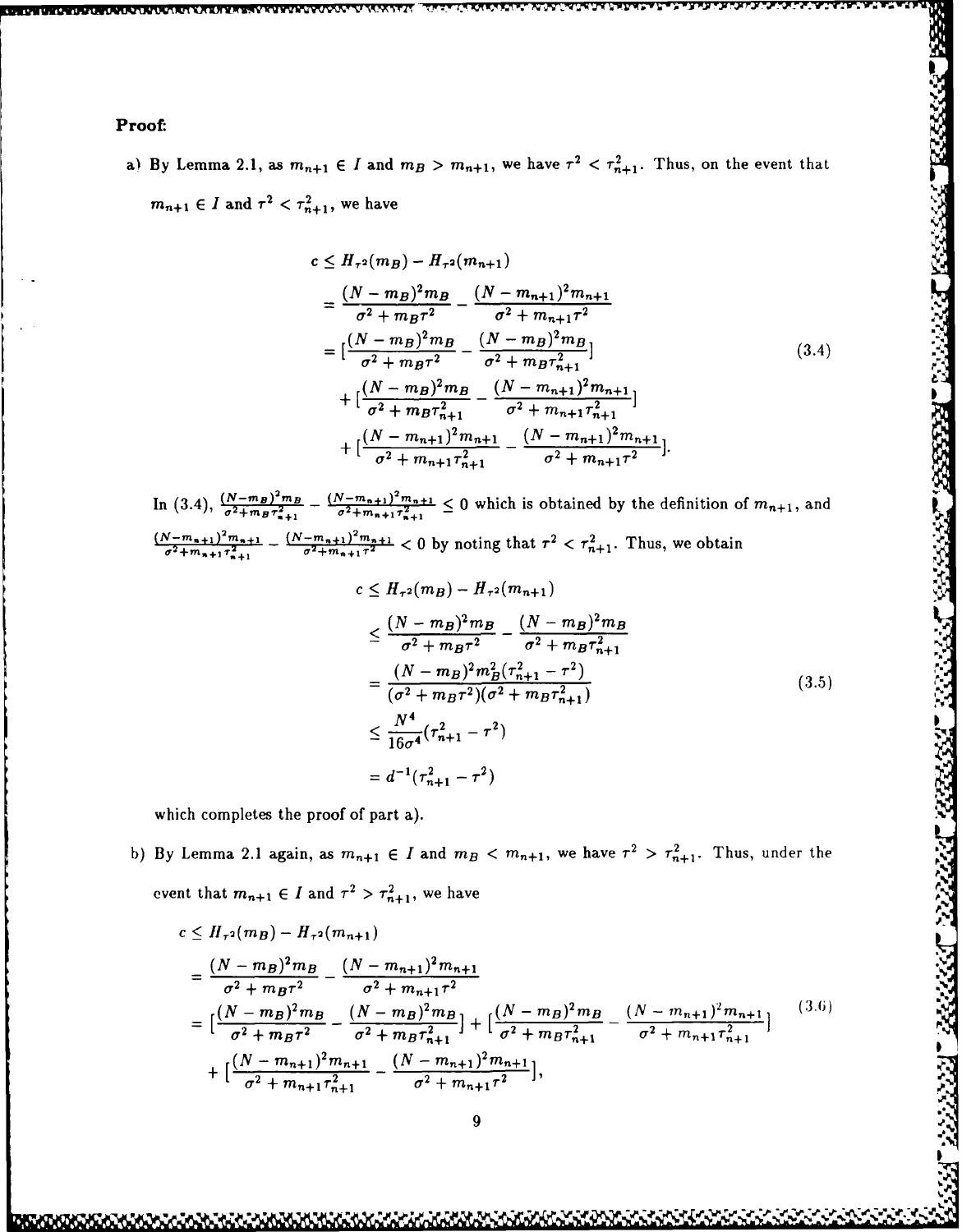**Proof:**

a) By Lemma 2.1, as $m_{n+1} \in I$ and $m_B > m_{n+1}$, we have $\tau^2 < \tau_{n+1}^2$. Thus, on the event that $m_{n+1} \in I$ and $\tau^2 < \tau_{n+1}^2$, we have

$$
\begin{aligned}
c &\leq H_{\tau^2}(m_B) - H_{\tau^2}(m_{n+1}) \\
&= \frac{(N-m_B)^2 m_B}{\sigma^2 + m_B\tau^2} - \frac{(N-m_{n+1})^2 m_{n+1}}{\sigma^2 + m_{n+1}\tau^2} \\
&= [\frac{(N-m_B)^2 m_B}{\sigma^2 + m_B\tau^2} - \frac{(N-m_B)^2 m_B}{\sigma^2 + m_B\tau_{n+1}^2}] \\
&\quad + [\frac{(N-m_B)^2 m_B}{\sigma^2 + m_B\tau_{n+1}^2} - \frac{(N-m_{n+1})^2 m_{n+1}}{\sigma^2 + m_{n+1}\tau_{n+1}^2}] \\
&\quad + [\frac{(N-m_{n+1})^2 m_{n+1}}{\sigma^2 + m_{n+1}\tau_{n+1}^2} - \frac{(N-m_{n+1})^2 m_{n+1}}{\sigma^2 + m_{n+1}\tau^2}].
\end{aligned}
\tag{3.4}
$$

In (3.4), $\frac{(N-m_B)^2 m_B}{\sigma^2 + m_B\tau_{n+1}^2} - \frac{(N-m_{n+1})^2 m_{n+1}}{\sigma^2 + m_{n+1}\tau_{n+1}^2} \leq 0$ which is obtained by the definition of $m_{n+1}$, and $\frac{(N-m_{n+1})^2 m_{n+1}}{\sigma^2 + m_{n+1}\tau_{n+1}^2} - \frac{(N-m_{n+1})^2 m_{n+1}}{\sigma^2 + m_{n+1}\tau^2} < 0$ by noting that $\tau^2 < \tau_{n+1}^2$. Thus, we obtain

$$
\begin{aligned}
c &\leq H_{\tau^2}(m_B) - H_{\tau^2}(m_{n+1}) \\
&\leq \frac{(N-m_B)^2 m_B}{\sigma^2 + m_B\tau^2} - \frac{(N-m_B)^2 m_B}{\sigma^2 + m_B\tau_{n+1}^2} \\
&= \frac{(N-m_B)^2 m_B^2(\tau_{n+1}^2 - \tau^2)}{(\sigma^2 + m_B\tau^2)(\sigma^2 + m_B\tau_{n+1}^2)} \\
&\leq \frac{N^4}{16\sigma^4}(\tau_{n+1}^2 - \tau^2) \\
&= d^{-1}(\tau_{n+1}^2 - \tau^2)
\end{aligned}
\tag{3.5}
$$

which completes the proof of part a).

b) By Lemma 2.1 again, as $m_{n+1} \in I$ and $m_B < m_{n+1}$, we have $\tau^2 > \tau_{n+1}^2$. Thus, under the event that $m_{n+1} \in I$ and $\tau^2 > \tau_{n+1}^2$, we have

$$
\begin{aligned}
c &\leq H_{\tau^2}(m_B) - H_{\tau^2}(m_{n+1}) \\
&= \frac{(N-m_B)^2 m_B}{\sigma^2 + m_B\tau^2} - \frac{(N-m_{n+1})^2 m_{n+1}}{\sigma^2 + m_{n+1}\tau^2} \\
&= [\frac{(N-m_B)^2 m_B}{\sigma^2 + m_B\tau^2} - \frac{(N-m_B)^2 m_B}{\sigma^2 + m_B\tau_{n+1}^2}] + [\frac{(N-m_B)^2 m_B}{\sigma^2 + m_B\tau_{n+1}^2} - \frac{(N-m_{n+1})^2 m_{n+1}}{\sigma^2 + m_{n+1}\tau_{n+1}^2}] \\
&\quad + [\frac{(N-m_{n+1})^2 m_{n+1}}{\sigma^2 + m_{n+1}\tau_{n+1}^2} - \frac{(N-m_{n+1})^2 m_{n+1}}{\sigma^2 + m_{n+1}\tau^2}],
\end{aligned}
\tag{3.6}
$$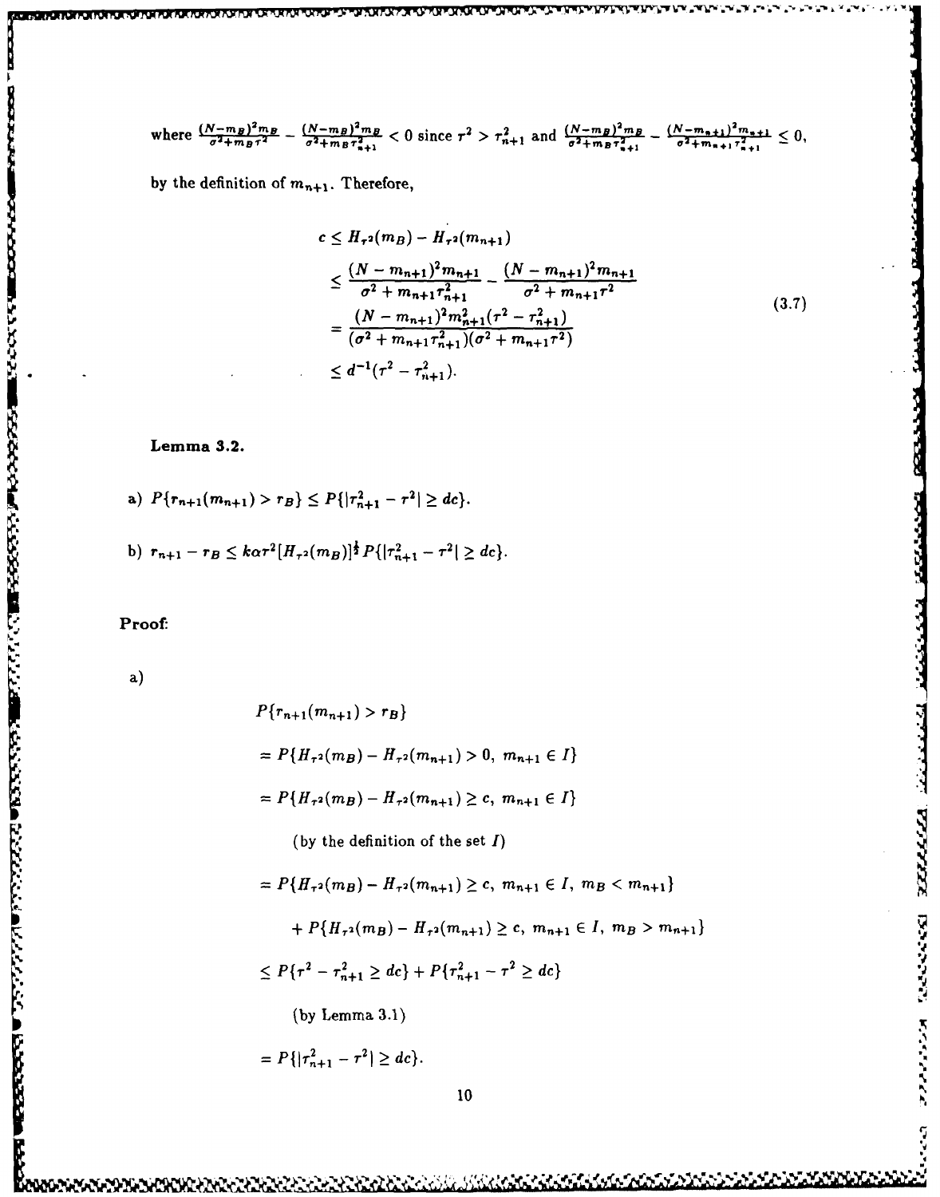where $\frac{(N-m_B)^2 m_B}{\sigma^2+m_B\tau^2} - \frac{(N-m_B)^2 m_B}{\sigma^2+m_B\tau_{n+1}^2} < 0$ since $\tau^2 > \tau_{n+1}^2$ and $\frac{(N-m_B)^2 m_B}{\sigma^2+m_B\tau_{n+1}^2} - \frac{(N-m_{n+1})^2 m_{n+1}}{\sigma^2+m_{n+1}\tau_{n+1}^2} \le 0$, by the definition of $m_{n+1}$. Therefore,

$$
\begin{aligned}
c &\le H_{\tau^2}(m_B) - H_{\tau^2}(m_{n+1}) \\
&\le \frac{(N-m_{n+1})^2 m_{n+1}}{\sigma^2 + m_{n+1}\tau_{n+1}^2} - \frac{(N-m_{n+1})^2 m_{n+1}}{\sigma^2 + m_{n+1}\tau^2} \\
&= \frac{(N-m_{n+1})^2 m_{n+1}^2 (\tau^2 - \tau_{n+1}^2)}{(\sigma^2 + m_{n+1}\tau_{n+1}^2)(\sigma^2 + m_{n+1}\tau^2)} \\
&\le d^{-1}(\tau^2 - \tau_{n+1}^2).
\end{aligned} \tag{3.7}
$$

**Lemma 3.2.**

a) $P\{r_{n+1}(m_{n+1}) > r_B\} \le P\{|\tau_{n+1}^2 - \tau^2| \ge dc\}$.

b) $r_{n+1} - r_B \le k\alpha\tau^2 [H_{\tau^2}(m_B)]^{\frac{1}{2}} P\{|\tau_{n+1}^2 - \tau^2| \ge dc\}$.

**Proof:**

a)

$$
\begin{aligned}
&P\{r_{n+1}(m_{n+1}) > r_B\} \\
&= P\{H_{\tau^2}(m_B) - H_{\tau^2}(m_{n+1}) > 0,\ m_{n+1} \in I\} \\
&= P\{H_{\tau^2}(m_B) - H_{\tau^2}(m_{n+1}) \ge c,\ m_{n+1} \in I\} \\
&\qquad \text{(by the definition of the set } I) \\
&= P\{H_{\tau^2}(m_B) - H_{\tau^2}(m_{n+1}) \ge c,\ m_{n+1} \in I,\ m_B < m_{n+1}\} \\
&\qquad + P\{H_{\tau^2}(m_B) - H_{\tau^2}(m_{n+1}) \ge c,\ m_{n+1} \in I,\ m_B > m_{n+1}\} \\
&\le P\{\tau^2 - \tau_{n+1}^2 \ge dc\} + P\{\tau_{n+1}^2 - \tau^2 \ge dc\} \\
&\qquad \text{(by Lemma 3.1)} \\
&= P\{|\tau_{n+1}^2 - \tau^2| \ge dc\}.
\end{aligned}
$$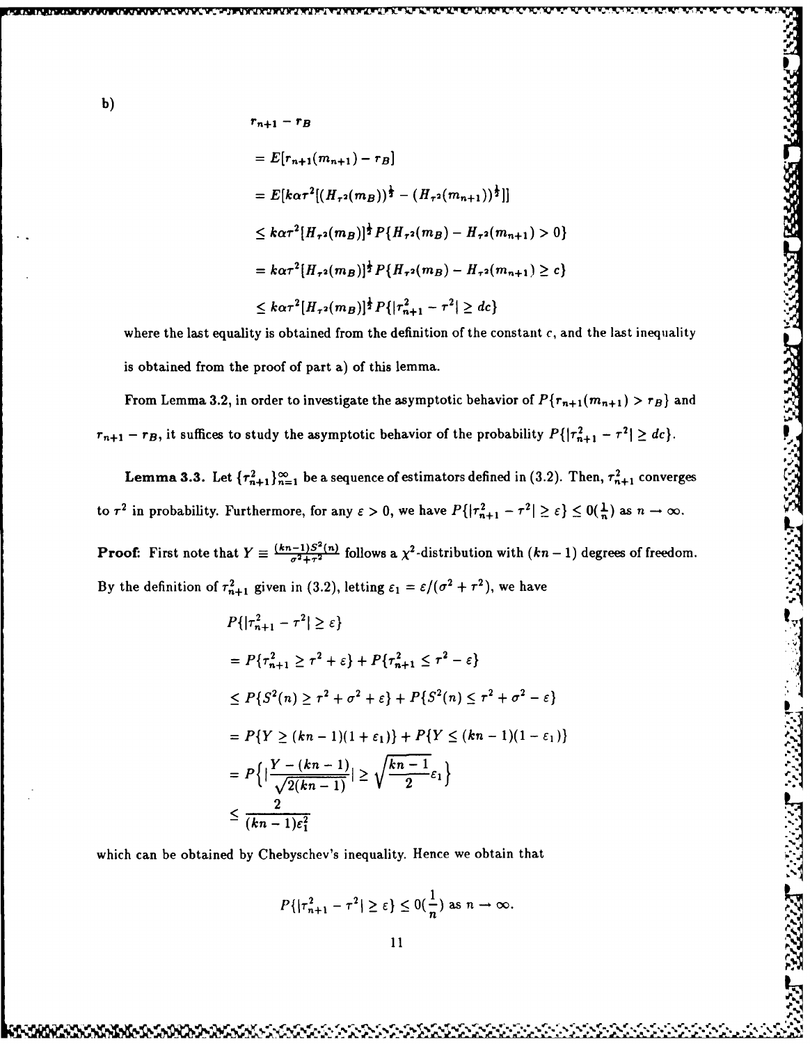b)

$$
\begin{aligned}
& r_{n+1} - r_B \\
&= E[r_{n+1}(m_{n+1}) - r_B] \\
&= E[k\alpha\tau^2[(H_{\tau^2}(m_B))^{\frac{1}{2}} - (H_{\tau^2}(m_{n+1}))^{\frac{1}{2}}]] \\
&\leq k\alpha\tau^2[H_{\tau^2}(m_B)]^{\frac{1}{2}} P\{H_{\tau^2}(m_B) - H_{\tau^2}(m_{n+1}) > 0\} \\
&= k\alpha\tau^2[H_{\tau^2}(m_B)]^{\frac{1}{2}} P\{H_{\tau^2}(m_B) - H_{\tau^2}(m_{n+1}) \geq c\} \\
&\leq k\alpha\tau^2[H_{\tau^2}(m_B)]^{\frac{1}{2}} P\{|\tau^2_{n+1} - \tau^2| \geq dc\}
\end{aligned}
$$

where the last equality is obtained from the definition of the constant $c$, and the last inequality is obtained from the proof of part a) of this lemma.

From Lemma 3.2, in order to investigate the asymptotic behavior of $P\{r_{n+1}(m_{n+1}) > r_B\}$ and $r_{n+1} - r_B$, it suffices to study the asymptotic behavior of the probability $P\{|\tau^2_{n+1} - \tau^2| \geq dc\}$.

**Lemma 3.3.** Let $\{\tau^2_{n+1}\}_{n=1}^{\infty}$ be a sequence of estimators defined in (3.2). Then, $\tau^2_{n+1}$ converges to $\tau^2$ in probability. Furthermore, for any $\varepsilon > 0$, we have $P\{|\tau^2_{n+1} - \tau^2| \geq \varepsilon\} \leq 0(\frac{1}{n})$ as $n \to \infty$.

**Proof:** First note that $Y \equiv \frac{(kn-1)S^2(n)}{\sigma^2+\tau^2}$ follows a $\chi^2$-distribution with $(kn-1)$ degrees of freedom. By the definition of $\tau^2_{n+1}$ given in (3.2), letting $\varepsilon_1 = \varepsilon/(\sigma^2 + \tau^2)$, we have

$$
\begin{aligned}
& P\{|\tau^2_{n+1} - \tau^2| \geq \varepsilon\} \\
&= P\{\tau^2_{n+1} \geq \tau^2 + \varepsilon\} + P\{\tau^2_{n+1} \leq \tau^2 - \varepsilon\} \\
&\leq P\{S^2(n) \geq \tau^2 + \sigma^2 + \varepsilon\} + P\{S^2(n) \leq \tau^2 + \sigma^2 - \varepsilon\} \\
&= P\{Y \geq (kn-1)(1+\varepsilon_1)\} + P\{Y \leq (kn-1)(1-\varepsilon_1)\} \\
&= P\Big\{\Big|\frac{Y-(kn-1)}{\sqrt{2(kn-1)}}\Big| \geq \sqrt{\frac{kn-1}{2}}\varepsilon_1\Big\} \\
&\leq \frac{2}{(kn-1)\varepsilon_1^2}
\end{aligned}
$$

which can be obtained by Chebyschev's inequality. Hence we obtain that

$$
P\{|\tau^2_{n+1} - \tau^2| \geq \varepsilon\} \leq 0(\frac{1}{n}) \text{ as } n \to \infty.
$$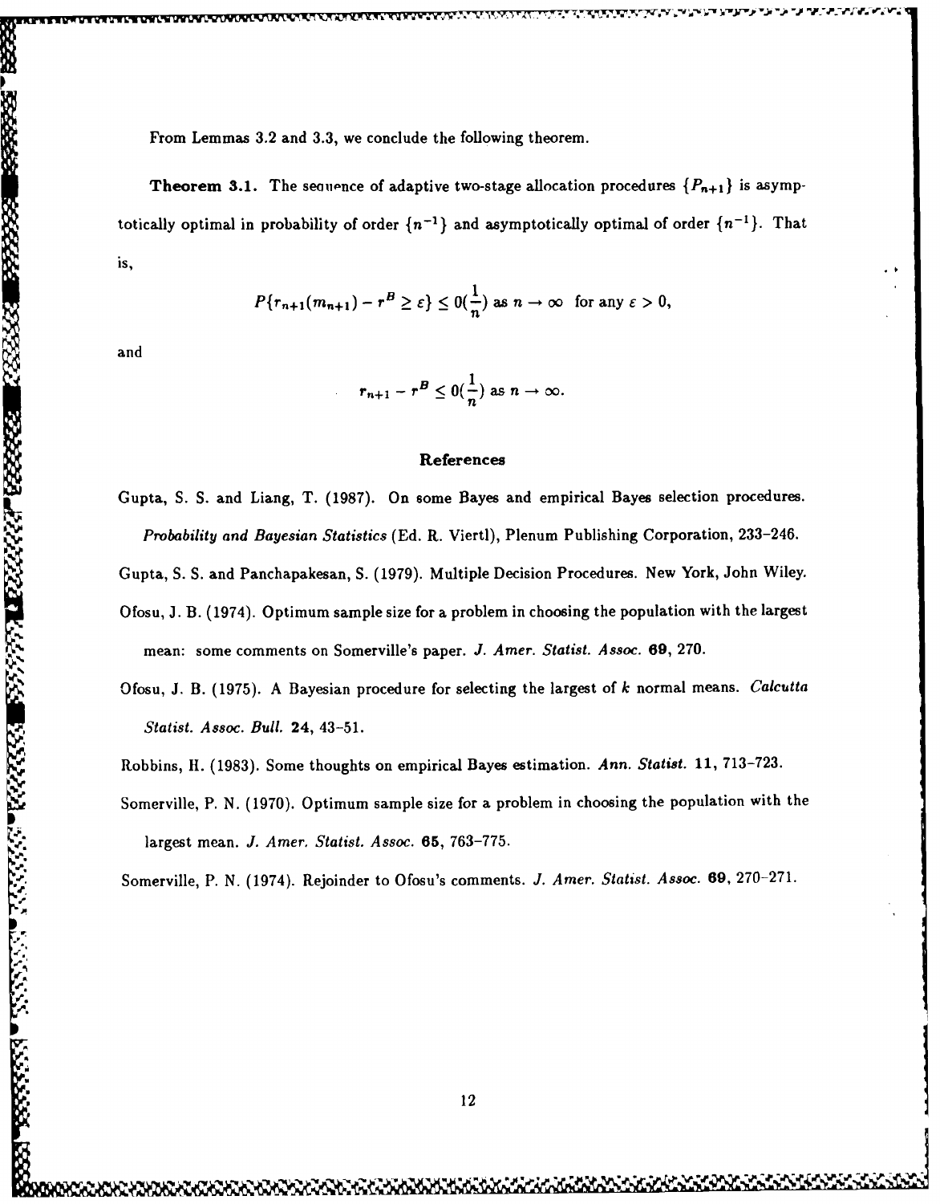From Lemmas 3.2 and 3.3, we conclude the following theorem.

**Theorem 3.1.** The sequence of adaptive two-stage allocation procedures $\{P_{n+1}\}$ is asymptotically optimal in probability of order $\{n^{-1}\}$ and asymptotically optimal of order $\{n^{-1}\}$. That is,

$$P\{r_{n+1}(m_{n+1}) - r^B \geq \varepsilon\} \leq 0(\frac{1}{n}) \text{ as } n \to \infty \quad \text{for any } \varepsilon > 0,$$

and

$$r_{n+1} - r^B \leq 0(\frac{1}{n}) \text{ as } n \to \infty.$$

## References

Gupta, S. S. and Liang, T. (1987). On some Bayes and empirical Bayes selection procedures. *Probability and Bayesian Statistics* (Ed. R. Viertl), Plenum Publishing Corporation, 233–246.

Gupta, S. S. and Panchapakesan, S. (1979). Multiple Decision Procedures. New York, John Wiley.

Ofosu, J. B. (1974). Optimum sample size for a problem in choosing the population with the largest mean: some comments on Somerville's paper. *J. Amer. Statist. Assoc.* **69**, 270.

Ofosu, J. B. (1975). A Bayesian procedure for selecting the largest of $k$ normal means. *Calcutta Statist. Assoc. Bull.* **24**, 43–51.

Robbins, H. (1983). Some thoughts on empirical Bayes estimation. *Ann. Statist.* **11**, 713–723.

Somerville, P. N. (1970). Optimum sample size for a problem in choosing the population with the largest mean. *J. Amer. Statist. Assoc.* **65**, 763–775.

Somerville, P. N. (1974). Rejoinder to Ofosu's comments. *J. Amer. Statist. Assoc.* **69**, 270–271.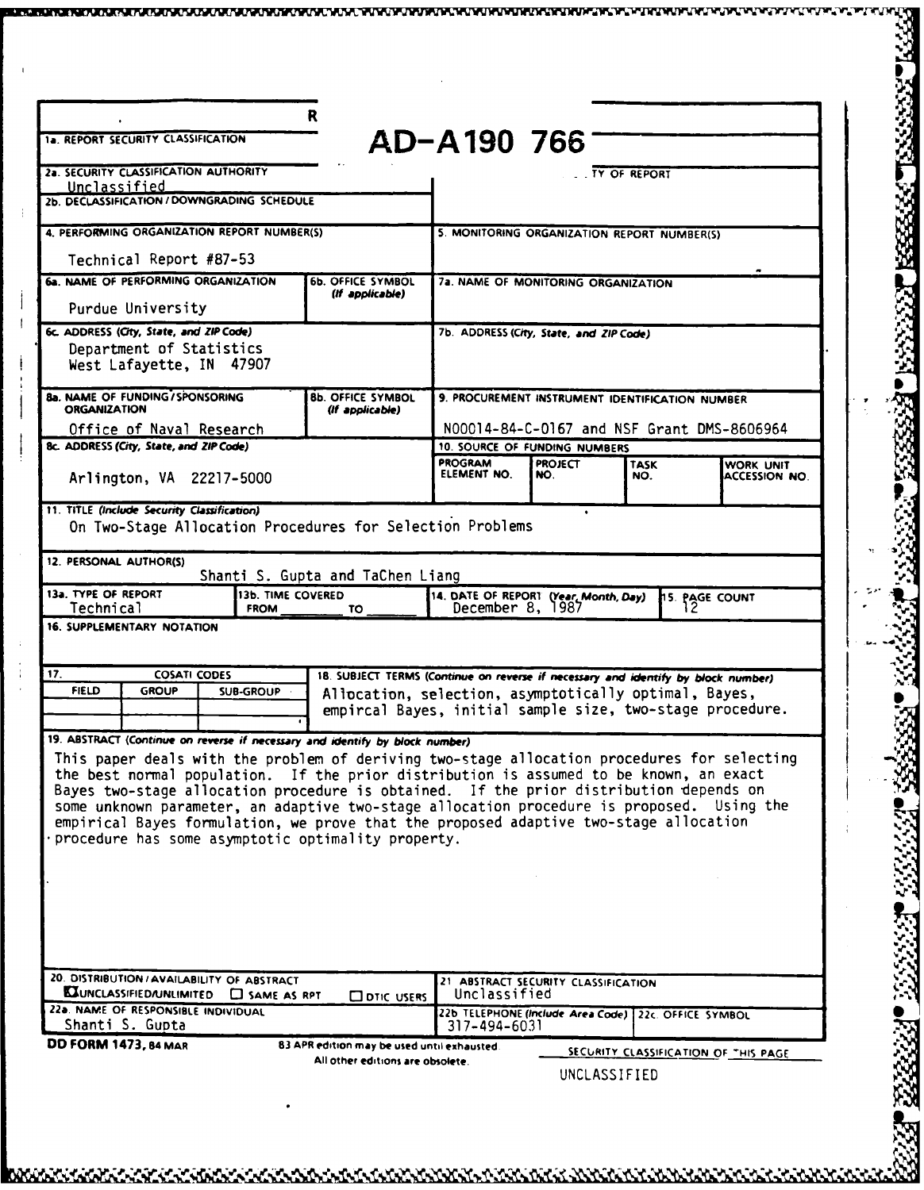R

**AD-A190 766**

| | |
|---|---|
| 1a. REPORT SECURITY CLASSIFICATION | |
| 2a. SECURITY CLASSIFICATION AUTHORITY<br>Unclassified | ... TY OF REPORT |
| 2b. DECLASSIFICATION / DOWNGRADING SCHEDULE | |
| 4. PERFORMING ORGANIZATION REPORT NUMBER(S)<br>Technical Report #87-53 | 5. MONITORING ORGANIZATION REPORT NUMBER(S) |
| 6a. NAME OF PERFORMING ORGANIZATION<br>Purdue University — 6b. OFFICE SYMBOL (If applicable) | 7a. NAME OF MONITORING ORGANIZATION |
| 6c. ADDRESS (City, State, and ZIP Code)<br>Department of Statistics<br>West Lafayette, IN 47907 | 7b. ADDRESS (City, State, and ZIP Code) |
| 8a. NAME OF FUNDING/SPONSORING ORGANIZATION<br>Office of Naval Research — 8b. OFFICE SYMBOL (If applicable) | 9. PROCUREMENT INSTRUMENT IDENTIFICATION NUMBER<br>N00014-84-C-0167 and NSF Grant DMS-8606964 |
| 8c. ADDRESS (City, State, and ZIP Code)<br>Arlington, VA 22217-5000 | 10. SOURCE OF FUNDING NUMBERS<br>PROGRAM ELEMENT NO. / PROJECT NO. / TASK NO. / WORK UNIT ACCESSION NO. |

11. TITLE (Include Security Classification)
On Two-Stage Allocation Procedures for Selection Problems

12. PERSONAL AUTHOR(S)
Shanti S. Gupta and TaChen Liang

| 13a. TYPE OF REPORT | 13b. TIME COVERED | 14. DATE OF REPORT (Year, Month, Day) | 15. PAGE COUNT |
|---|---|---|---|
| Technical | FROM ____ TO ____ | December 8, 1987 | 12 |

16. SUPPLEMENTARY NOTATION

| 17. COSATI CODES | | | 18. SUBJECT TERMS (Continue on reverse if necessary and identify by block number) |
|---|---|---|---|
| FIELD | GROUP | SUB-GROUP | Allocation, selection, asymptotically optimal, Bayes, empircal Bayes, initial sample size, two-stage procedure. |

19. ABSTRACT (Continue on reverse if necessary and identify by block number)

This paper deals with the problem of deriving two-stage allocation procedures for selecting the best normal population. If the prior distribution is assumed to be known, an exact Bayes two-stage allocation procedure is obtained. If the prior distribution depends on some unknown parameter, an adaptive two-stage allocation procedure is proposed. Using the empirical Bayes formulation, we prove that the proposed adaptive two-stage allocation procedure has some asymptotic optimality property.

| | |
|---|---|
| 20. DISTRIBUTION / AVAILABILITY OF ABSTRACT<br>☒ UNCLASSIFIED/UNLIMITED ☐ SAME AS RPT ☐ DTIC USERS | 21. ABSTRACT SECURITY CLASSIFICATION<br>Unclassified |
| 22a. NAME OF RESPONSIBLE INDIVIDUAL<br>Shanti S. Gupta | 22b. TELEPHONE (Include Area Code) 317-494-6031 — 22c. OFFICE SYMBOL |

DD FORM 1473, 84 MAR — 83 APR edition may be used until exhausted. All other editions are obsolete.

SECURITY CLASSIFICATION OF THIS PAGE
UNCLASSIFIED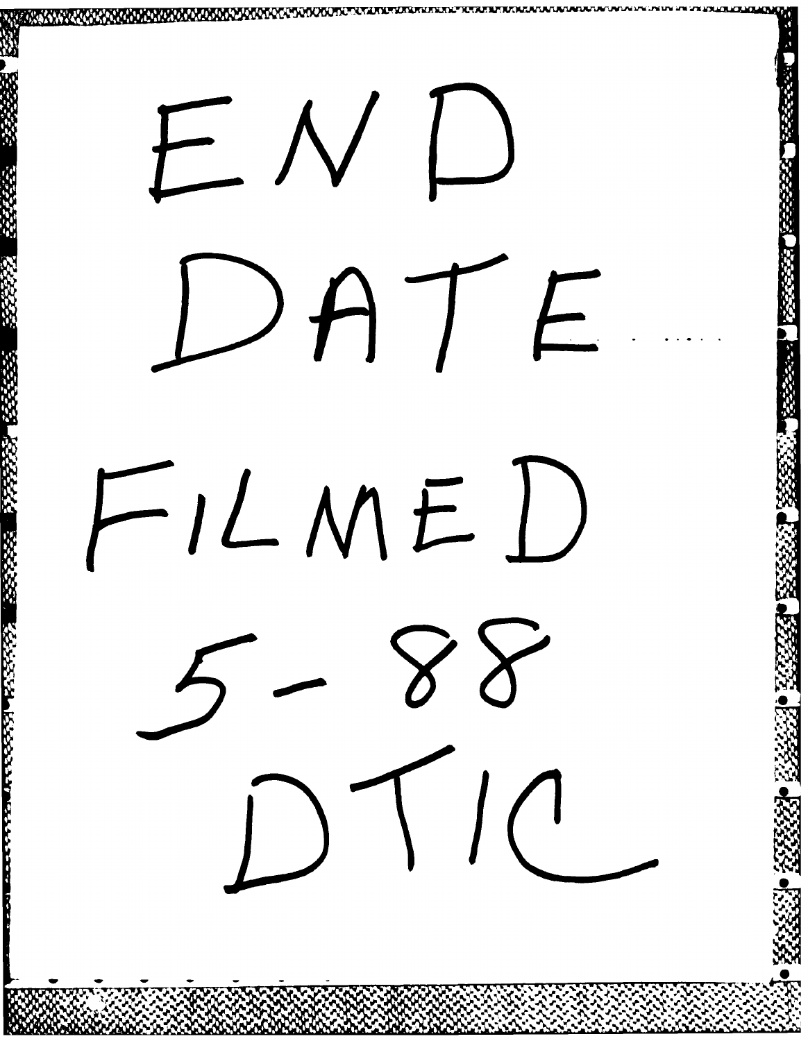END
DATE
FILMED
5-88
DTIC